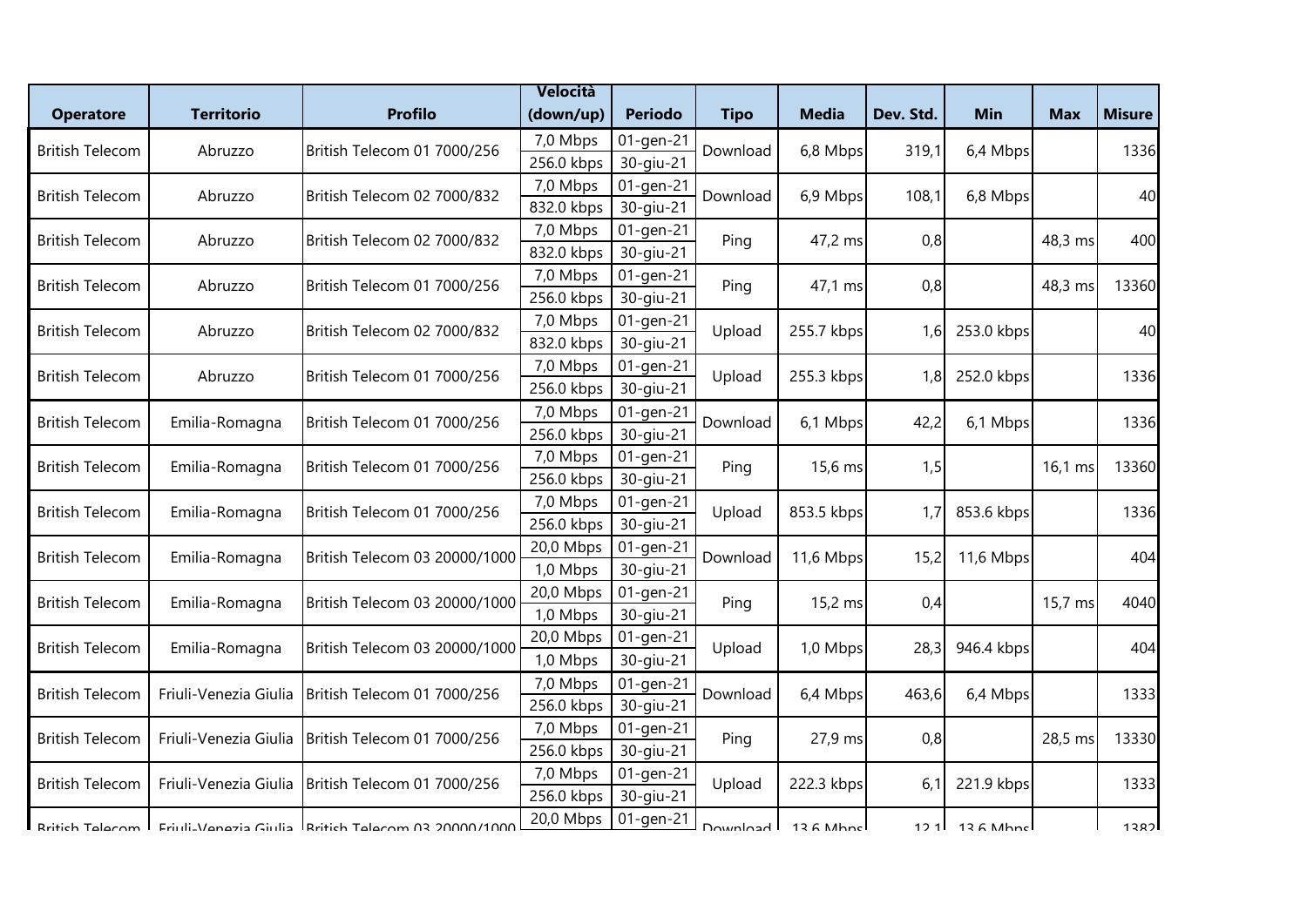| Operatore | Territorio | Profilo | Velocità (down/up) | Periodo | Tipo | Media | Dev. Std. | Min | Max | Misure |
|---|---|---|---|---|---|---|---|---|---|---|
| British Telecom | Abruzzo | British Telecom 01 7000/256 | 7,0 Mbps<br>256.0 kbps | 01-gen-21<br>30-giu-21 | Download | 6,8 Mbps | 319,1 | 6,4 Mbps | | 1336 |
| British Telecom | Abruzzo | British Telecom 02 7000/832 | 7,0 Mbps<br>832.0 kbps | 01-gen-21<br>30-giu-21 | Download | 6,9 Mbps | 108,1 | 6,8 Mbps | | 40 |
| British Telecom | Abruzzo | British Telecom 02 7000/832 | 7,0 Mbps<br>832.0 kbps | 01-gen-21<br>30-giu-21 | Ping | 47,2 ms | 0,8 | | 48,3 ms | 400 |
| British Telecom | Abruzzo | British Telecom 01 7000/256 | 7,0 Mbps<br>256.0 kbps | 01-gen-21<br>30-giu-21 | Ping | 47,1 ms | 0,8 | | 48,3 ms | 13360 |
| British Telecom | Abruzzo | British Telecom 02 7000/832 | 7,0 Mbps<br>832.0 kbps | 01-gen-21<br>30-giu-21 | Upload | 255.7 kbps | 1,6 | 253.0 kbps | | 40 |
| British Telecom | Abruzzo | British Telecom 01 7000/256 | 7,0 Mbps<br>256.0 kbps | 01-gen-21<br>30-giu-21 | Upload | 255.3 kbps | 1,8 | 252.0 kbps | | 1336 |
| British Telecom | Emilia-Romagna | British Telecom 01 7000/256 | 7,0 Mbps<br>256.0 kbps | 01-gen-21<br>30-giu-21 | Download | 6,1 Mbps | 42,2 | 6,1 Mbps | | 1336 |
| British Telecom | Emilia-Romagna | British Telecom 01 7000/256 | 7,0 Mbps<br>256.0 kbps | 01-gen-21<br>30-giu-21 | Ping | 15,6 ms | 1,5 | | 16,1 ms | 13360 |
| British Telecom | Emilia-Romagna | British Telecom 01 7000/256 | 7,0 Mbps<br>256.0 kbps | 01-gen-21<br>30-giu-21 | Upload | 853.5 kbps | 1,7 | 853.6 kbps | | 1336 |
| British Telecom | Emilia-Romagna | British Telecom 03 20000/1000 | 20,0 Mbps<br>1,0 Mbps | 01-gen-21<br>30-giu-21 | Download | 11,6 Mbps | 15,2 | 11,6 Mbps | | 404 |
| British Telecom | Emilia-Romagna | British Telecom 03 20000/1000 | 20,0 Mbps<br>1,0 Mbps | 01-gen-21<br>30-giu-21 | Ping | 15,2 ms | 0,4 | | 15,7 ms | 4040 |
| British Telecom | Emilia-Romagna | British Telecom 03 20000/1000 | 20,0 Mbps<br>1,0 Mbps | 01-gen-21<br>30-giu-21 | Upload | 1,0 Mbps | 28,3 | 946.4 kbps | | 404 |
| British Telecom | Friuli-Venezia Giulia | British Telecom 01 7000/256 | 7,0 Mbps<br>256.0 kbps | 01-gen-21<br>30-giu-21 | Download | 6,4 Mbps | 463,6 | 6,4 Mbps | | 1333 |
| British Telecom | Friuli-Venezia Giulia | British Telecom 01 7000/256 | 7,0 Mbps<br>256.0 kbps | 01-gen-21<br>30-giu-21 | Ping | 27,9 ms | 0,8 | | 28,5 ms | 13330 |
| British Telecom | Friuli-Venezia Giulia | British Telecom 01 7000/256 | 7,0 Mbps<br>256.0 kbps | 01-gen-21<br>30-giu-21 | Upload | 222.3 kbps | 6,1 | 221.9 kbps | | 1333 |
| British Telecom | Friuli-Venezia Giulia | British Telecom 03 20000/1000 | 20,0 Mbps | 01-gen-21 | Download | 13,6 Mbps | 12,1 | 13,6 Mbps | | 1382 |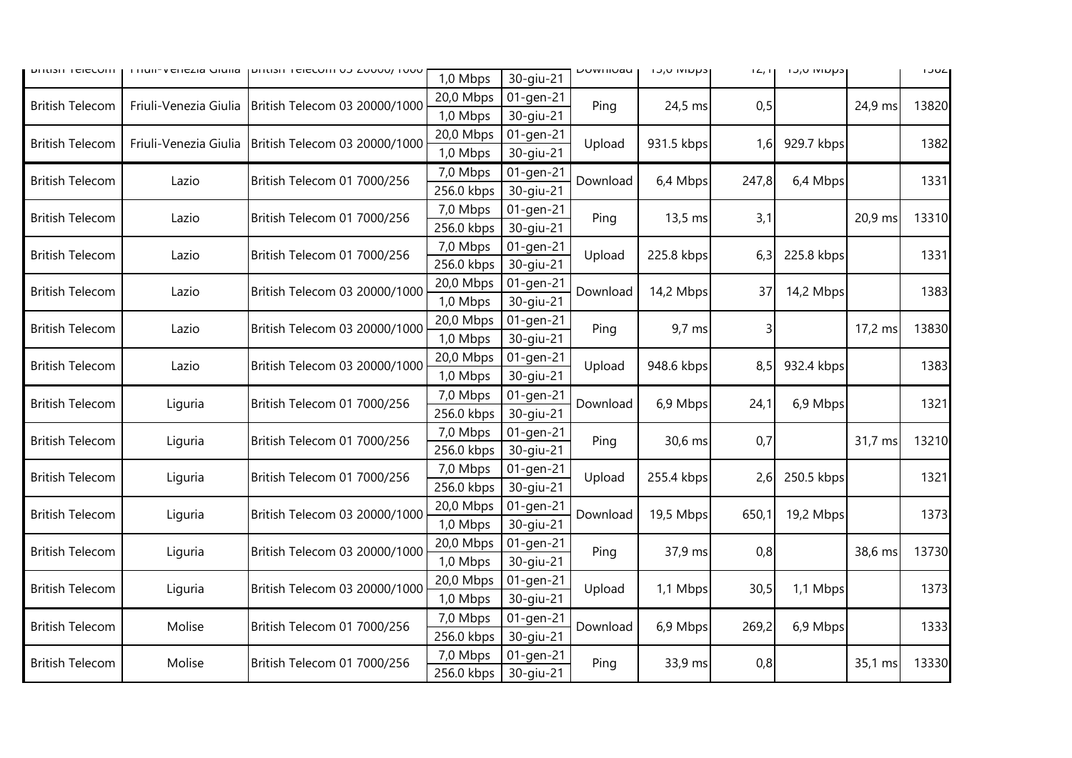| | | | | | | | | | | |
|---|---|---|---|---|---|---|---|---|---|---|
| British Telecom | Friuli-Venezia Giulia | British Telecom 03 20000/1000 | 1,0 Mbps | 30-giu-21 | Download | 15,0 Mbps | 12,1 | 15,0 Mbps | | 1382 |
| British Telecom | Friuli-Venezia Giulia | British Telecom 03 20000/1000 | 20,0 Mbps<br>1,0 Mbps | 01-gen-21<br>30-giu-21 | Ping | 24,5 ms | 0,5 | | 24,9 ms | 13820 |
| British Telecom | Friuli-Venezia Giulia | British Telecom 03 20000/1000 | 20,0 Mbps<br>1,0 Mbps | 01-gen-21<br>30-giu-21 | Upload | 931.5 kbps | 1,6 | 929.7 kbps | | 1382 |
| British Telecom | Lazio | British Telecom 01 7000/256 | 7,0 Mbps<br>256.0 kbps | 01-gen-21<br>30-giu-21 | Download | 6,4 Mbps | 247,8 | 6,4 Mbps | | 1331 |
| British Telecom | Lazio | British Telecom 01 7000/256 | 7,0 Mbps<br>256.0 kbps | 01-gen-21<br>30-giu-21 | Ping | 13,5 ms | 3,1 | | 20,9 ms | 13310 |
| British Telecom | Lazio | British Telecom 01 7000/256 | 7,0 Mbps<br>256.0 kbps | 01-gen-21<br>30-giu-21 | Upload | 225.8 kbps | 6,3 | 225.8 kbps | | 1331 |
| British Telecom | Lazio | British Telecom 03 20000/1000 | 20,0 Mbps<br>1,0 Mbps | 01-gen-21<br>30-giu-21 | Download | 14,2 Mbps | 37 | 14,2 Mbps | | 1383 |
| British Telecom | Lazio | British Telecom 03 20000/1000 | 20,0 Mbps<br>1,0 Mbps | 01-gen-21<br>30-giu-21 | Ping | 9,7 ms | 3 | | 17,2 ms | 13830 |
| British Telecom | Lazio | British Telecom 03 20000/1000 | 20,0 Mbps<br>1,0 Mbps | 01-gen-21<br>30-giu-21 | Upload | 948.6 kbps | 8,5 | 932.4 kbps | | 1383 |
| British Telecom | Liguria | British Telecom 01 7000/256 | 7,0 Mbps<br>256.0 kbps | 01-gen-21<br>30-giu-21 | Download | 6,9 Mbps | 24,1 | 6,9 Mbps | | 1321 |
| British Telecom | Liguria | British Telecom 01 7000/256 | 7,0 Mbps<br>256.0 kbps | 01-gen-21<br>30-giu-21 | Ping | 30,6 ms | 0,7 | | 31,7 ms | 13210 |
| British Telecom | Liguria | British Telecom 01 7000/256 | 7,0 Mbps<br>256.0 kbps | 01-gen-21<br>30-giu-21 | Upload | 255.4 kbps | 2,6 | 250.5 kbps | | 1321 |
| British Telecom | Liguria | British Telecom 03 20000/1000 | 20,0 Mbps<br>1,0 Mbps | 01-gen-21<br>30-giu-21 | Download | 19,5 Mbps | 650,1 | 19,2 Mbps | | 1373 |
| British Telecom | Liguria | British Telecom 03 20000/1000 | 20,0 Mbps<br>1,0 Mbps | 01-gen-21<br>30-giu-21 | Ping | 37,9 ms | 0,8 | | 38,6 ms | 13730 |
| British Telecom | Liguria | British Telecom 03 20000/1000 | 20,0 Mbps<br>1,0 Mbps | 01-gen-21<br>30-giu-21 | Upload | 1,1 Mbps | 30,5 | 1,1 Mbps | | 1373 |
| British Telecom | Molise | British Telecom 01 7000/256 | 7,0 Mbps<br>256.0 kbps | 01-gen-21<br>30-giu-21 | Download | 6,9 Mbps | 269,2 | 6,9 Mbps | | 1333 |
| British Telecom | Molise | British Telecom 01 7000/256 | 7,0 Mbps<br>256.0 kbps | 01-gen-21<br>30-giu-21 | Ping | 33,9 ms | 0,8 | | 35,1 ms | 13330 |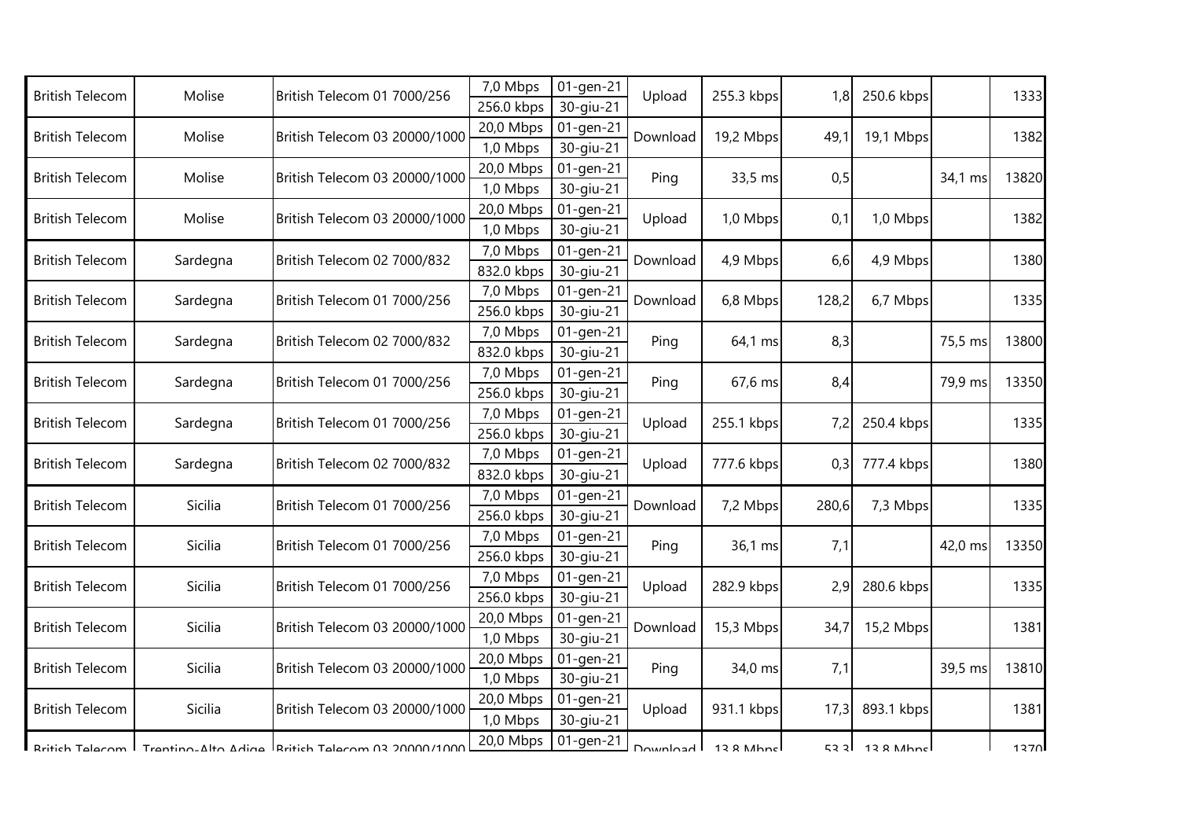| | | | | | | | | | | |
|---|---|---|---|---|---|---|---|---|---|---|
| British Telecom | Molise | British Telecom 01 7000/256 | 7,0 Mbps<br>256.0 kbps | 01-gen-21<br>30-giu-21 | Upload | 255.3 kbps | 1,8 | 250.6 kbps | | 1333 |
| British Telecom | Molise | British Telecom 03 20000/1000 | 20,0 Mbps<br>1,0 Mbps | 01-gen-21<br>30-giu-21 | Download | 19,2 Mbps | 49,1 | 19,1 Mbps | | 1382 |
| British Telecom | Molise | British Telecom 03 20000/1000 | 20,0 Mbps<br>1,0 Mbps | 01-gen-21<br>30-giu-21 | Ping | 33,5 ms | 0,5 | | 34,1 ms | 13820 |
| British Telecom | Molise | British Telecom 03 20000/1000 | 20,0 Mbps<br>1,0 Mbps | 01-gen-21<br>30-giu-21 | Upload | 1,0 Mbps | 0,1 | 1,0 Mbps | | 1382 |
| British Telecom | Sardegna | British Telecom 02 7000/832 | 7,0 Mbps<br>832.0 kbps | 01-gen-21<br>30-giu-21 | Download | 4,9 Mbps | 6,6 | 4,9 Mbps | | 1380 |
| British Telecom | Sardegna | British Telecom 01 7000/256 | 7,0 Mbps<br>256.0 kbps | 01-gen-21<br>30-giu-21 | Download | 6,8 Mbps | 128,2 | 6,7 Mbps | | 1335 |
| British Telecom | Sardegna | British Telecom 02 7000/832 | 7,0 Mbps<br>832.0 kbps | 01-gen-21<br>30-giu-21 | Ping | 64,1 ms | 8,3 | | 75,5 ms | 13800 |
| British Telecom | Sardegna | British Telecom 01 7000/256 | 7,0 Mbps<br>256.0 kbps | 01-gen-21<br>30-giu-21 | Ping | 67,6 ms | 8,4 | | 79,9 ms | 13350 |
| British Telecom | Sardegna | British Telecom 01 7000/256 | 7,0 Mbps<br>256.0 kbps | 01-gen-21<br>30-giu-21 | Upload | 255.1 kbps | 7,2 | 250.4 kbps | | 1335 |
| British Telecom | Sardegna | British Telecom 02 7000/832 | 7,0 Mbps<br>832.0 kbps | 01-gen-21<br>30-giu-21 | Upload | 777.6 kbps | 0,3 | 777.4 kbps | | 1380 |
| British Telecom | Sicilia | British Telecom 01 7000/256 | 7,0 Mbps<br>256.0 kbps | 01-gen-21<br>30-giu-21 | Download | 7,2 Mbps | 280,6 | 7,3 Mbps | | 1335 |
| British Telecom | Sicilia | British Telecom 01 7000/256 | 7,0 Mbps<br>256.0 kbps | 01-gen-21<br>30-giu-21 | Ping | 36,1 ms | 7,1 | | 42,0 ms | 13350 |
| British Telecom | Sicilia | British Telecom 01 7000/256 | 7,0 Mbps<br>256.0 kbps | 01-gen-21<br>30-giu-21 | Upload | 282.9 kbps | 2,9 | 280.6 kbps | | 1335 |
| British Telecom | Sicilia | British Telecom 03 20000/1000 | 20,0 Mbps<br>1,0 Mbps | 01-gen-21<br>30-giu-21 | Download | 15,3 Mbps | 34,7 | 15,2 Mbps | | 1381 |
| British Telecom | Sicilia | British Telecom 03 20000/1000 | 20,0 Mbps<br>1,0 Mbps | 01-gen-21<br>30-giu-21 | Ping | 34,0 ms | 7,1 | | 39,5 ms | 13810 |
| British Telecom | Sicilia | British Telecom 03 20000/1000 | 20,0 Mbps<br>1,0 Mbps | 01-gen-21<br>30-giu-21 | Upload | 931.1 kbps | 17,3 | 893.1 kbps | | 1381 |
| British Telecom | Trentino-Alto Adige | British Telecom 03 20000/1000 | 20,0 Mbps | 01-gen-21 | Download | 13,8 Mbps | 53,3 | 13,8 Mbps | | 1370 |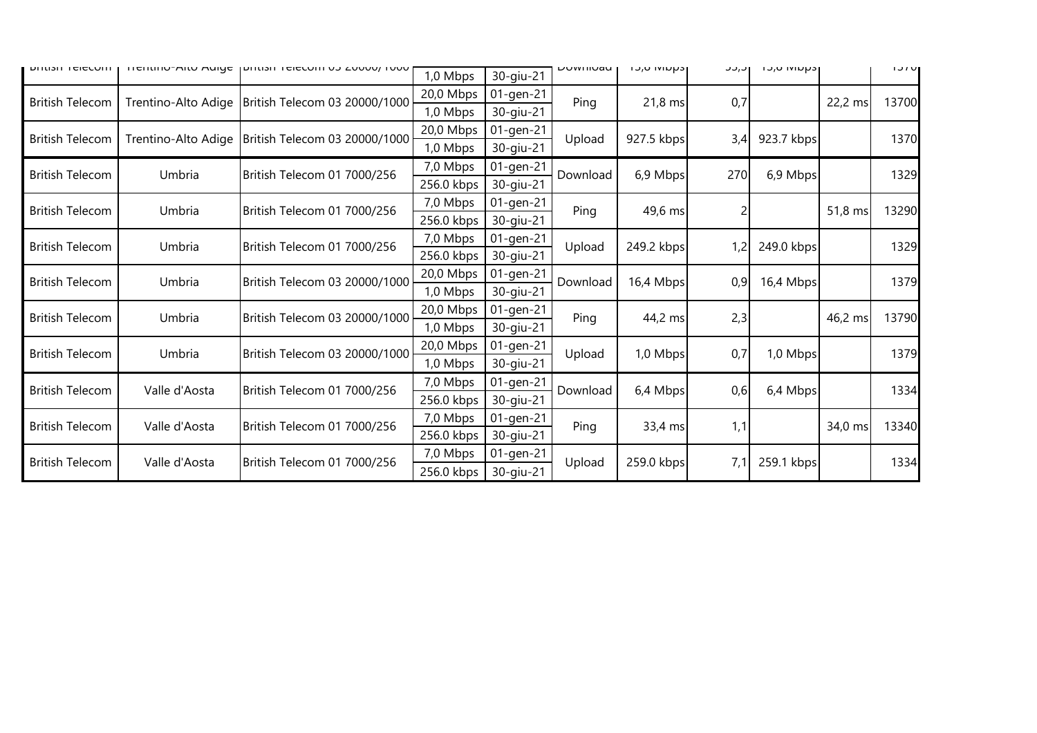| | | | | | | | | | | | |
|---|---|---|---|---|---|---|---|---|---|---|---|
| British Telecom | Trentino-Alto Adige | British Telecom 03 20000/1000 | 1,0 Mbps | 30-giu-21 | Download | 15,8 Mbps | 55,5 | 15,8 Mbps | | 1370 |
| British Telecom | Trentino-Alto Adige | British Telecom 03 20000/1000 | 20,0 Mbps<br>1,0 Mbps | 01-gen-21<br>30-giu-21 | Ping | 21,8 ms | 0,7 | | 22,2 ms | 13700 |
| British Telecom | Trentino-Alto Adige | British Telecom 03 20000/1000 | 20,0 Mbps<br>1,0 Mbps | 01-gen-21<br>30-giu-21 | Upload | 927.5 kbps | 3,4 | 923.7 kbps | | 1370 |
| British Telecom | Umbria | British Telecom 01 7000/256 | 7,0 Mbps<br>256.0 kbps | 01-gen-21<br>30-giu-21 | Download | 6,9 Mbps | 270 | 6,9 Mbps | | 1329 |
| British Telecom | Umbria | British Telecom 01 7000/256 | 7,0 Mbps<br>256.0 kbps | 01-gen-21<br>30-giu-21 | Ping | 49,6 ms | 2 | | 51,8 ms | 13290 |
| British Telecom | Umbria | British Telecom 01 7000/256 | 7,0 Mbps<br>256.0 kbps | 01-gen-21<br>30-giu-21 | Upload | 249.2 kbps | 1,2 | 249.0 kbps | | 1329 |
| British Telecom | Umbria | British Telecom 03 20000/1000 | 20,0 Mbps<br>1,0 Mbps | 01-gen-21<br>30-giu-21 | Download | 16,4 Mbps | 0,9 | 16,4 Mbps | | 1379 |
| British Telecom | Umbria | British Telecom 03 20000/1000 | 20,0 Mbps<br>1,0 Mbps | 01-gen-21<br>30-giu-21 | Ping | 44,2 ms | 2,3 | | 46,2 ms | 13790 |
| British Telecom | Umbria | British Telecom 03 20000/1000 | 20,0 Mbps<br>1,0 Mbps | 01-gen-21<br>30-giu-21 | Upload | 1,0 Mbps | 0,7 | 1,0 Mbps | | 1379 |
| British Telecom | Valle d'Aosta | British Telecom 01 7000/256 | 7,0 Mbps<br>256.0 kbps | 01-gen-21<br>30-giu-21 | Download | 6,4 Mbps | 0,6 | 6,4 Mbps | | 1334 |
| British Telecom | Valle d'Aosta | British Telecom 01 7000/256 | 7,0 Mbps<br>256.0 kbps | 01-gen-21<br>30-giu-21 | Ping | 33,4 ms | 1,1 | | 34,0 ms | 13340 |
| British Telecom | Valle d'Aosta | British Telecom 01 7000/256 | 7,0 Mbps<br>256.0 kbps | 01-gen-21<br>30-giu-21 | Upload | 259.0 kbps | 7,1 | 259.1 kbps | | 1334 |